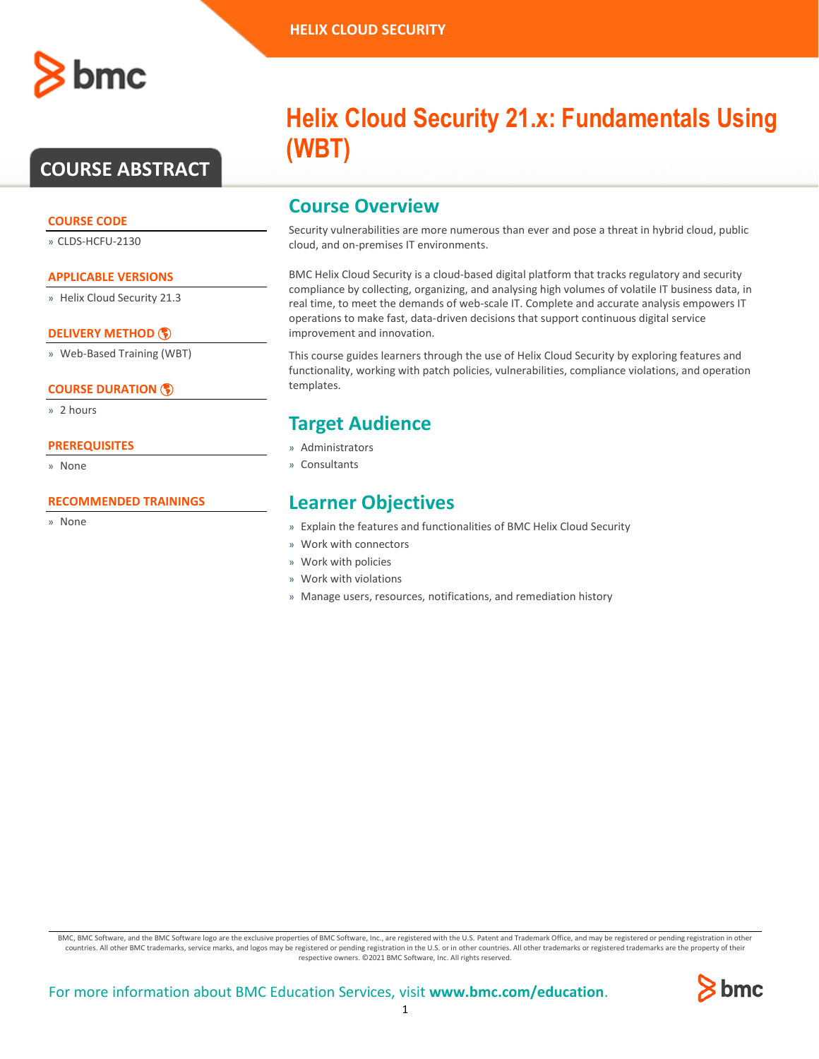HELIX CLOUD SECURITY

# Helix Cloud Security 21.x: Fundamentals Using (WBT)

## COURSE ABSTRACT

### COURSE CODE

» CLDS-HCFU-2130

### APPLICABLE VERSIONS

» Helix Cloud Security 21.3

### DELIVERY METHOD

» Web-Based Training (WBT)

### COURSE DURATION

» 2 hours

### PREREQUISITES

» None

### RECOMMENDED TRAININGS

» None

## Course Overview

Security vulnerabilities are more numerous than ever and pose a threat in hybrid cloud, public cloud, and on-premises IT environments.

BMC Helix Cloud Security is a cloud-based digital platform that tracks regulatory and security compliance by collecting, organizing, and analysing high volumes of volatile IT business data, in real time, to meet the demands of web-scale IT. Complete and accurate analysis empowers IT operations to make fast, data-driven decisions that support continuous digital service improvement and innovation.

This course guides learners through the use of Helix Cloud Security by exploring features and functionality, working with patch policies, vulnerabilities, compliance violations, and operation templates.

## Target Audience

» Administrators
» Consultants

## Learner Objectives

» Explain the features and functionalities of BMC Helix Cloud Security
» Work with connectors
» Work with policies
» Work with violations
» Manage users, resources, notifications, and remediation history

BMC, BMC Software, and the BMC Software logo are the exclusive properties of BMC Software, Inc., are registered with the U.S. Patent and Trademark Office, and may be registered or pending registration in other countries. All other BMC trademarks, service marks, and logos may be registered or pending registration in the U.S. or in other countries. All other trademarks or registered trademarks are the property of their respective owners. ©2021 BMC Software, Inc. All rights reserved.

For more information about BMC Education Services, visit **www.bmc.com/education**.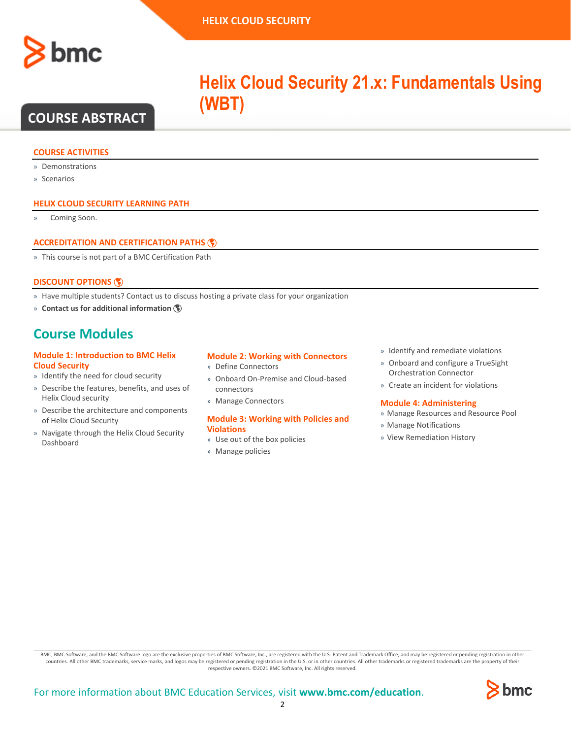# Helix Cloud Security 21.x: Fundamentals Using (WBT)

## COURSE ABSTRACT

### COURSE ACTIVITIES

- Demonstrations
- Scenarios

### HELIX CLOUD SECURITY LEARNING PATH

- Coming Soon.

### ACCREDITATION AND CERTIFICATION PATHS

- This course is not part of a BMC Certification Path

### DISCOUNT OPTIONS

- Have multiple students? Contact us to discuss hosting a private class for your organization
- **Contact us for additional information**

## Course Modules

### Module 1: Introduction to BMC Helix Cloud Security

- Identify the need for cloud security
- Describe the features, benefits, and uses of Helix Cloud security
- Describe the architecture and components of Helix Cloud Security
- Navigate through the Helix Cloud Security Dashboard

### Module 2: Working with Connectors

- Define Connectors
- Onboard On-Premise and Cloud-based connectors
- Manage Connectors

### Module 3: Working with Policies and Violations

- Use out of the box policies
- Manage policies
- Identify and remediate violations
- Onboard and configure a TrueSight Orchestration Connector
- Create an incident for violations

### Module 4: Administering

- Manage Resources and Resource Pool
- Manage Notifications
- View Remediation History

BMC, BMC Software, and the BMC Software logo are the exclusive properties of BMC Software, Inc., are registered with the U.S. Patent and Trademark Office, and may be registered or pending registration in other countries. All other BMC trademarks, service marks, and logos may be registered or pending registration in the U.S. or in other countries. All other trademarks or registered trademarks are the property of their respective owners. ©2021 BMC Software, Inc. All rights reserved.

For more information about BMC Education Services, visit **www.bmc.com/education**.